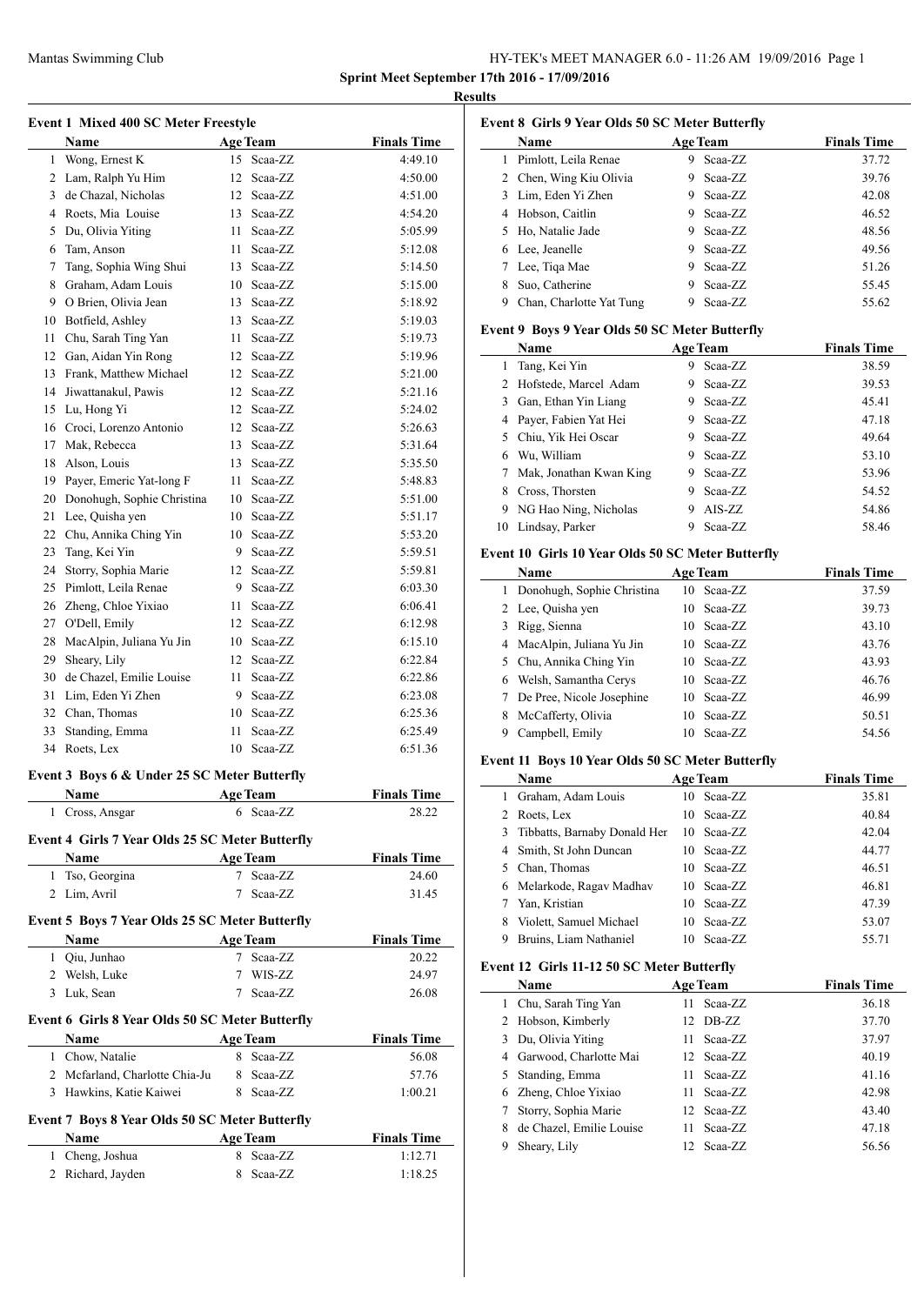Mantas Swimming Club

**Sprint Meet September 17th 2016 - 17/09/2016**

**Results**

### Event 1 Mixed 400 SC Meter Freestyle

| | Name | Age | Team | Finals Time |
|---|---|---|---|---|
| 1 | Wong, Ernest K | 15 | Scaa-ZZ | 4:49.10 |
| 2 | Lam, Ralph Yu Him | 12 | Scaa-ZZ | 4:50.00 |
| 3 | de Chazal, Nicholas | 12 | Scaa-ZZ | 4:51.00 |
| 4 | Roets, Mia Louise | 13 | Scaa-ZZ | 4:54.20 |
| 5 | Du, Olivia Yiting | 11 | Scaa-ZZ | 5:05.99 |
| 6 | Tam, Anson | 11 | Scaa-ZZ | 5:12.08 |
| 7 | Tang, Sophia Wing Shui | 13 | Scaa-ZZ | 5:14.50 |
| 8 | Graham, Adam Louis | 10 | Scaa-ZZ | 5:15.00 |
| 9 | O Brien, Olivia Jean | 13 | Scaa-ZZ | 5:18.92 |
| 10 | Botfield, Ashley | 13 | Scaa-ZZ | 5:19.03 |
| 11 | Chu, Sarah Ting Yan | 11 | Scaa-ZZ | 5:19.73 |
| 12 | Gan, Aidan Yin Rong | 12 | Scaa-ZZ | 5:19.96 |
| 13 | Frank, Matthew Michael | 12 | Scaa-ZZ | 5:21.00 |
| 14 | Jiwattanakul, Pawis | 12 | Scaa-ZZ | 5:21.16 |
| 15 | Lu, Hong Yi | 12 | Scaa-ZZ | 5:24.02 |
| 16 | Croci, Lorenzo Antonio | 12 | Scaa-ZZ | 5:26.63 |
| 17 | Mak, Rebecca | 13 | Scaa-ZZ | 5:31.64 |
| 18 | Alson, Louis | 13 | Scaa-ZZ | 5:35.50 |
| 19 | Payer, Emeric Yat-long F | 11 | Scaa-ZZ | 5:48.83 |
| 20 | Donohugh, Sophie Christina | 10 | Scaa-ZZ | 5:51.00 |
| 21 | Lee, Quisha yen | 10 | Scaa-ZZ | 5:51.17 |
| 22 | Chu, Annika Ching Yin | 10 | Scaa-ZZ | 5:53.20 |
| 23 | Tang, Kei Yin | 9 | Scaa-ZZ | 5:59.51 |
| 24 | Storry, Sophia Marie | 12 | Scaa-ZZ | 5:59.81 |
| 25 | Pimlott, Leila Renae | 9 | Scaa-ZZ | 6:03.30 |
| 26 | Zheng, Chloe Yixiao | 11 | Scaa-ZZ | 6:06.41 |
| 27 | O'Dell, Emily | 12 | Scaa-ZZ | 6:12.98 |
| 28 | MacAlpin, Juliana Yu Jin | 10 | Scaa-ZZ | 6:15.10 |
| 29 | Sheary, Lily | 12 | Scaa-ZZ | 6:22.84 |
| 30 | de Chazel, Emilie Louise | 11 | Scaa-ZZ | 6:22.86 |
| 31 | Lim, Eden Yi Zhen | 9 | Scaa-ZZ | 6:23.08 |
| 32 | Chan, Thomas | 10 | Scaa-ZZ | 6:25.36 |
| 33 | Standing, Emma | 11 | Scaa-ZZ | 6:25.49 |
| 34 | Roets, Lex | 10 | Scaa-ZZ | 6:51.36 |

### Event 3 Boys 6 & Under 25 SC Meter Butterfly

| | Name | Age | Team | Finals Time |
|---|---|---|---|---|
| 1 | Cross, Ansgar | 6 | Scaa-ZZ | 28.22 |

### Event 4 Girls 7 Year Olds 25 SC Meter Butterfly

| | Name | Age | Team | Finals Time |
|---|---|---|---|---|
| 1 | Tso, Georgina | 7 | Scaa-ZZ | 24.60 |
| 2 | Lim, Avril | 7 | Scaa-ZZ | 31.45 |

### Event 5 Boys 7 Year Olds 25 SC Meter Butterfly

| | Name | Age | Team | Finals Time |
|---|---|---|---|---|
| 1 | Qiu, Junhao | 7 | Scaa-ZZ | 20.22 |
| 2 | Welsh, Luke | 7 | WIS-ZZ | 24.97 |
| 3 | Luk, Sean | 7 | Scaa-ZZ | 26.08 |

### Event 6 Girls 8 Year Olds 50 SC Meter Butterfly

| | Name | Age | Team | Finals Time |
|---|---|---|---|---|
| 1 | Chow, Natalie | 8 | Scaa-ZZ | 56.08 |
| 2 | Mcfarland, Charlotte Chia-Ju | 8 | Scaa-ZZ | 57.76 |
| 3 | Hawkins, Katie Kaiwei | 8 | Scaa-ZZ | 1:00.21 |

### Event 7 Boys 8 Year Olds 50 SC Meter Butterfly

| | Name | Age | Team | Finals Time |
|---|---|---|---|---|
| 1 | Cheng, Joshua | 8 | Scaa-ZZ | 1:12.71 |
| 2 | Richard, Jayden | 8 | Scaa-ZZ | 1:18.25 |

### Event 8 Girls 9 Year Olds 50 SC Meter Butterfly

| | Name | Age | Team | Finals Time |
|---|---|---|---|---|
| 1 | Pimlott, Leila Renae | 9 | Scaa-ZZ | 37.72 |
| 2 | Chen, Wing Kiu Olivia | 9 | Scaa-ZZ | 39.76 |
| 3 | Lim, Eden Yi Zhen | 9 | Scaa-ZZ | 42.08 |
| 4 | Hobson, Caitlin | 9 | Scaa-ZZ | 46.52 |
| 5 | Ho, Natalie Jade | 9 | Scaa-ZZ | 48.56 |
| 6 | Lee, Jeanelle | 9 | Scaa-ZZ | 49.56 |
| 7 | Lee, Tiqa Mae | 9 | Scaa-ZZ | 51.26 |
| 8 | Suo, Catherine | 9 | Scaa-ZZ | 55.45 |
| 9 | Chan, Charlotte Yat Tung | 9 | Scaa-ZZ | 55.62 |

### Event 9 Boys 9 Year Olds 50 SC Meter Butterfly

| | Name | Age | Team | Finals Time |
|---|---|---|---|---|
| 1 | Tang, Kei Yin | 9 | Scaa-ZZ | 38.59 |
| 2 | Hofstede, Marcel Adam | 9 | Scaa-ZZ | 39.53 |
| 3 | Gan, Ethan Yin Liang | 9 | Scaa-ZZ | 45.41 |
| 4 | Payer, Fabien Yat Hei | 9 | Scaa-ZZ | 47.18 |
| 5 | Chiu, Yik Hei Oscar | 9 | Scaa-ZZ | 49.64 |
| 6 | Wu, William | 9 | Scaa-ZZ | 53.10 |
| 7 | Mak, Jonathan Kwan King | 9 | Scaa-ZZ | 53.96 |
| 8 | Cross, Thorsten | 9 | Scaa-ZZ | 54.52 |
| 9 | NG Hao Ning, Nicholas | 9 | AIS-ZZ | 54.86 |
| 10 | Lindsay, Parker | 9 | Scaa-ZZ | 58.46 |

### Event 10 Girls 10 Year Olds 50 SC Meter Butterfly

| | Name | Age | Team | Finals Time |
|---|---|---|---|---|
| 1 | Donohugh, Sophie Christina | 10 | Scaa-ZZ | 37.59 |
| 2 | Lee, Quisha yen | 10 | Scaa-ZZ | 39.73 |
| 3 | Rigg, Sienna | 10 | Scaa-ZZ | 43.10 |
| 4 | MacAlpin, Juliana Yu Jin | 10 | Scaa-ZZ | 43.76 |
| 5 | Chu, Annika Ching Yin | 10 | Scaa-ZZ | 43.93 |
| 6 | Welsh, Samantha Cerys | 10 | Scaa-ZZ | 46.76 |
| 7 | De Pree, Nicole Josephine | 10 | Scaa-ZZ | 46.99 |
| 8 | McCafferty, Olivia | 10 | Scaa-ZZ | 50.51 |
| 9 | Campbell, Emily | 10 | Scaa-ZZ | 54.56 |

### Event 11 Boys 10 Year Olds 50 SC Meter Butterfly

| | Name | Age | Team | Finals Time |
|---|---|---|---|---|
| 1 | Graham, Adam Louis | 10 | Scaa-ZZ | 35.81 |
| 2 | Roets, Lex | 10 | Scaa-ZZ | 40.84 |
| 3 | Tibbatts, Barnaby Donald Her | 10 | Scaa-ZZ | 42.04 |
| 4 | Smith, St John Duncan | 10 | Scaa-ZZ | 44.77 |
| 5 | Chan, Thomas | 10 | Scaa-ZZ | 46.51 |
| 6 | Melarkode, Ragav Madhav | 10 | Scaa-ZZ | 46.81 |
| 7 | Yan, Kristian | 10 | Scaa-ZZ | 47.39 |
| 8 | Violett, Samuel Michael | 10 | Scaa-ZZ | 53.07 |
| 9 | Bruins, Liam Nathaniel | 10 | Scaa-ZZ | 55.71 |

### Event 12 Girls 11-12 50 SC Meter Butterfly

| | Name | Age | Team | Finals Time |
|---|---|---|---|---|
| 1 | Chu, Sarah Ting Yan | 11 | Scaa-ZZ | 36.18 |
| 2 | Hobson, Kimberly | 12 | DB-ZZ | 37.70 |
| 3 | Du, Olivia Yiting | 11 | Scaa-ZZ | 37.97 |
| 4 | Garwood, Charlotte Mai | 12 | Scaa-ZZ | 40.19 |
| 5 | Standing, Emma | 11 | Scaa-ZZ | 41.16 |
| 6 | Zheng, Chloe Yixiao | 11 | Scaa-ZZ | 42.98 |
| 7 | Storry, Sophia Marie | 12 | Scaa-ZZ | 43.40 |
| 8 | de Chazel, Emilie Louise | 11 | Scaa-ZZ | 47.18 |
| 9 | Sheary, Lily | 12 | Scaa-ZZ | 56.56 |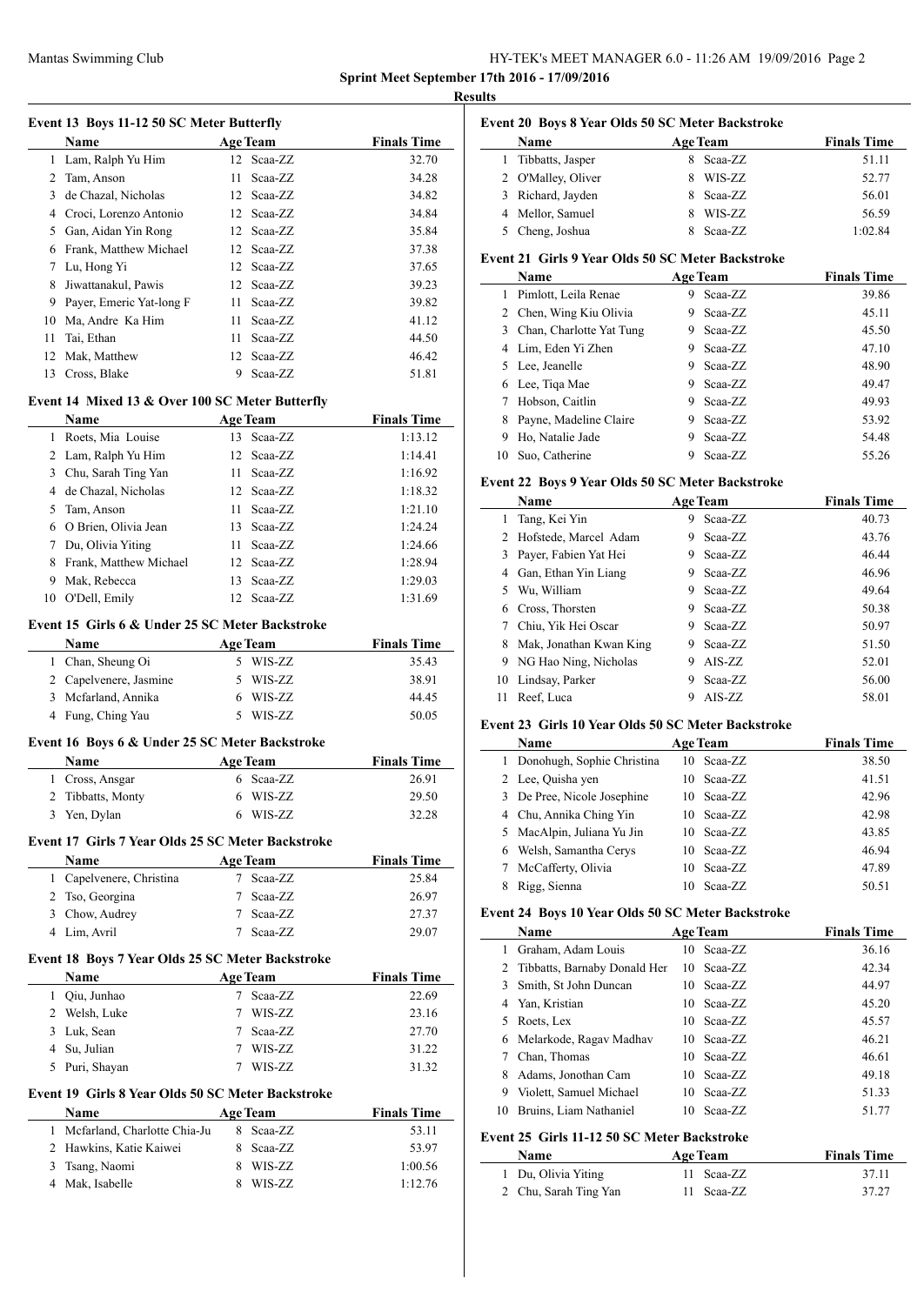## Sprint Meet September 17th 2016 - 17/09/2016

### Results

#### Event 13 Boys 11-12 50 SC Meter Butterfly

| | Name | Age | Team | Finals Time |
|---|---|---|---|---|
| 1 | Lam, Ralph Yu Him | 12 | Scaa-ZZ | 32.70 |
| 2 | Tam, Anson | 11 | Scaa-ZZ | 34.28 |
| 3 | de Chazal, Nicholas | 12 | Scaa-ZZ | 34.82 |
| 4 | Croci, Lorenzo Antonio | 12 | Scaa-ZZ | 34.84 |
| 5 | Gan, Aidan Yin Rong | 12 | Scaa-ZZ | 35.84 |
| 6 | Frank, Matthew Michael | 12 | Scaa-ZZ | 37.38 |
| 7 | Lu, Hong Yi | 12 | Scaa-ZZ | 37.65 |
| 8 | Jiwattanakul, Pawis | 12 | Scaa-ZZ | 39.23 |
| 9 | Payer, Emeric Yat-long F | 11 | Scaa-ZZ | 39.82 |
| 10 | Ma, Andre Ka Him | 11 | Scaa-ZZ | 41.12 |
| 11 | Tai, Ethan | 11 | Scaa-ZZ | 44.50 |
| 12 | Mak, Matthew | 12 | Scaa-ZZ | 46.42 |
| 13 | Cross, Blake | 9 | Scaa-ZZ | 51.81 |

#### Event 14 Mixed 13 & Over 100 SC Meter Butterfly

| | Name | Age | Team | Finals Time |
|---|---|---|---|---|
| 1 | Roets, Mia Louise | 13 | Scaa-ZZ | 1:13.12 |
| 2 | Lam, Ralph Yu Him | 12 | Scaa-ZZ | 1:14.41 |
| 3 | Chu, Sarah Ting Yan | 11 | Scaa-ZZ | 1:16.92 |
| 4 | de Chazal, Nicholas | 12 | Scaa-ZZ | 1:18.32 |
| 5 | Tam, Anson | 11 | Scaa-ZZ | 1:21.10 |
| 6 | O Brien, Olivia Jean | 13 | Scaa-ZZ | 1:24.24 |
| 7 | Du, Olivia Yiting | 11 | Scaa-ZZ | 1:24.66 |
| 8 | Frank, Matthew Michael | 12 | Scaa-ZZ | 1:28.94 |
| 9 | Mak, Rebecca | 13 | Scaa-ZZ | 1:29.03 |
| 10 | O'Dell, Emily | 12 | Scaa-ZZ | 1:31.69 |

#### Event 15 Girls 6 & Under 25 SC Meter Backstroke

| | Name | Age | Team | Finals Time |
|---|---|---|---|---|
| 1 | Chan, Sheung Oi | 5 | WIS-ZZ | 35.43 |
| 2 | Capelvenere, Jasmine | 5 | WIS-ZZ | 38.91 |
| 3 | Mcfarland, Annika | 6 | WIS-ZZ | 44.45 |
| 4 | Fung, Ching Yau | 5 | WIS-ZZ | 50.05 |

#### Event 16 Boys 6 & Under 25 SC Meter Backstroke

| | Name | Age | Team | Finals Time |
|---|---|---|---|---|
| 1 | Cross, Ansgar | 6 | Scaa-ZZ | 26.91 |
| 2 | Tibbatts, Monty | 6 | WIS-ZZ | 29.50 |
| 3 | Yen, Dylan | 6 | WIS-ZZ | 32.28 |

#### Event 17 Girls 7 Year Olds 25 SC Meter Backstroke

| | Name | Age | Team | Finals Time |
|---|---|---|---|---|
| 1 | Capelvenere, Christina | 7 | Scaa-ZZ | 25.84 |
| 2 | Tso, Georgina | 7 | Scaa-ZZ | 26.97 |
| 3 | Chow, Audrey | 7 | Scaa-ZZ | 27.37 |
| 4 | Lim, Avril | 7 | Scaa-ZZ | 29.07 |

#### Event 18 Boys 7 Year Olds 25 SC Meter Backstroke

| | Name | Age | Team | Finals Time |
|---|---|---|---|---|
| 1 | Qiu, Junhao | 7 | Scaa-ZZ | 22.69 |
| 2 | Welsh, Luke | 7 | WIS-ZZ | 23.16 |
| 3 | Luk, Sean | 7 | Scaa-ZZ | 27.70 |
| 4 | Su, Julian | 7 | WIS-ZZ | 31.22 |
| 5 | Puri, Shayan | 7 | WIS-ZZ | 31.32 |

#### Event 19 Girls 8 Year Olds 50 SC Meter Backstroke

| | Name | Age | Team | Finals Time |
|---|---|---|---|---|
| 1 | Mcfarland, Charlotte Chia-Ju | 8 | Scaa-ZZ | 53.11 |
| 2 | Hawkins, Katie Kaiwei | 8 | Scaa-ZZ | 53.97 |
| 3 | Tsang, Naomi | 8 | WIS-ZZ | 1:00.56 |
| 4 | Mak, Isabelle | 8 | WIS-ZZ | 1:12.76 |

#### Event 20 Boys 8 Year Olds 50 SC Meter Backstroke

| | Name | Age | Team | Finals Time |
|---|---|---|---|---|
| 1 | Tibbatts, Jasper | 8 | Scaa-ZZ | 51.11 |
| 2 | O'Malley, Oliver | 8 | WIS-ZZ | 52.77 |
| 3 | Richard, Jayden | 8 | Scaa-ZZ | 56.01 |
| 4 | Mellor, Samuel | 8 | WIS-ZZ | 56.59 |
| 5 | Cheng, Joshua | 8 | Scaa-ZZ | 1:02.84 |

#### Event 21 Girls 9 Year Olds 50 SC Meter Backstroke

| | Name | Age | Team | Finals Time |
|---|---|---|---|---|
| 1 | Pimlott, Leila Renae | 9 | Scaa-ZZ | 39.86 |
| 2 | Chen, Wing Kiu Olivia | 9 | Scaa-ZZ | 45.11 |
| 3 | Chan, Charlotte Yat Tung | 9 | Scaa-ZZ | 45.50 |
| 4 | Lim, Eden Yi Zhen | 9 | Scaa-ZZ | 47.10 |
| 5 | Lee, Jeanelle | 9 | Scaa-ZZ | 48.90 |
| 6 | Lee, Tiqa Mae | 9 | Scaa-ZZ | 49.47 |
| 7 | Hobson, Caitlin | 9 | Scaa-ZZ | 49.93 |
| 8 | Payne, Madeline Claire | 9 | Scaa-ZZ | 53.92 |
| 9 | Ho, Natalie Jade | 9 | Scaa-ZZ | 54.48 |
| 10 | Suo, Catherine | 9 | Scaa-ZZ | 55.26 |

#### Event 22 Boys 9 Year Olds 50 SC Meter Backstroke

| | Name | Age | Team | Finals Time |
|---|---|---|---|---|
| 1 | Tang, Kei Yin | 9 | Scaa-ZZ | 40.73 |
| 2 | Hofstede, Marcel Adam | 9 | Scaa-ZZ | 43.76 |
| 3 | Payer, Fabien Yat Hei | 9 | Scaa-ZZ | 46.44 |
| 4 | Gan, Ethan Yin Liang | 9 | Scaa-ZZ | 46.96 |
| 5 | Wu, William | 9 | Scaa-ZZ | 49.64 |
| 6 | Cross, Thorsten | 9 | Scaa-ZZ | 50.38 |
| 7 | Chiu, Yik Hei Oscar | 9 | Scaa-ZZ | 50.97 |
| 8 | Mak, Jonathan Kwan King | 9 | Scaa-ZZ | 51.50 |
| 9 | NG Hao Ning, Nicholas | 9 | AIS-ZZ | 52.01 |
| 10 | Lindsay, Parker | 9 | Scaa-ZZ | 56.00 |
| 11 | Reef, Luca | 9 | AIS-ZZ | 58.01 |

#### Event 23 Girls 10 Year Olds 50 SC Meter Backstroke

| | Name | Age | Team | Finals Time |
|---|---|---|---|---|
| 1 | Donohugh, Sophie Christina | 10 | Scaa-ZZ | 38.50 |
| 2 | Lee, Quisha yen | 10 | Scaa-ZZ | 41.51 |
| 3 | De Pree, Nicole Josephine | 10 | Scaa-ZZ | 42.96 |
| 4 | Chu, Annika Ching Yin | 10 | Scaa-ZZ | 42.98 |
| 5 | MacAlpin, Juliana Yu Jin | 10 | Scaa-ZZ | 43.85 |
| 6 | Welsh, Samantha Cerys | 10 | Scaa-ZZ | 46.94 |
| 7 | McCafferty, Olivia | 10 | Scaa-ZZ | 47.89 |
| 8 | Rigg, Sienna | 10 | Scaa-ZZ | 50.51 |

#### Event 24 Boys 10 Year Olds 50 SC Meter Backstroke

| | Name | Age | Team | Finals Time |
|---|---|---|---|---|
| 1 | Graham, Adam Louis | 10 | Scaa-ZZ | 36.16 |
| 2 | Tibbatts, Barnaby Donald Her | 10 | Scaa-ZZ | 42.34 |
| 3 | Smith, St John Duncan | 10 | Scaa-ZZ | 44.97 |
| 4 | Yan, Kristian | 10 | Scaa-ZZ | 45.20 |
| 5 | Roets, Lex | 10 | Scaa-ZZ | 45.57 |
| 6 | Melarkode, Ragav Madhav | 10 | Scaa-ZZ | 46.21 |
| 7 | Chan, Thomas | 10 | Scaa-ZZ | 46.61 |
| 8 | Adams, Jonathan Cam | 10 | Scaa-ZZ | 49.18 |
| 9 | Violett, Samuel Michael | 10 | Scaa-ZZ | 51.33 |
| 10 | Bruins, Liam Nathaniel | 10 | Scaa-ZZ | 51.77 |

#### Event 25 Girls 11-12 50 SC Meter Backstroke

| | Name | Age | Team | Finals Time |
|---|---|---|---|---|
| 1 | Du, Olivia Yiting | 11 | Scaa-ZZ | 37.11 |
| 2 | Chu, Sarah Ting Yan | 11 | Scaa-ZZ | 37.27 |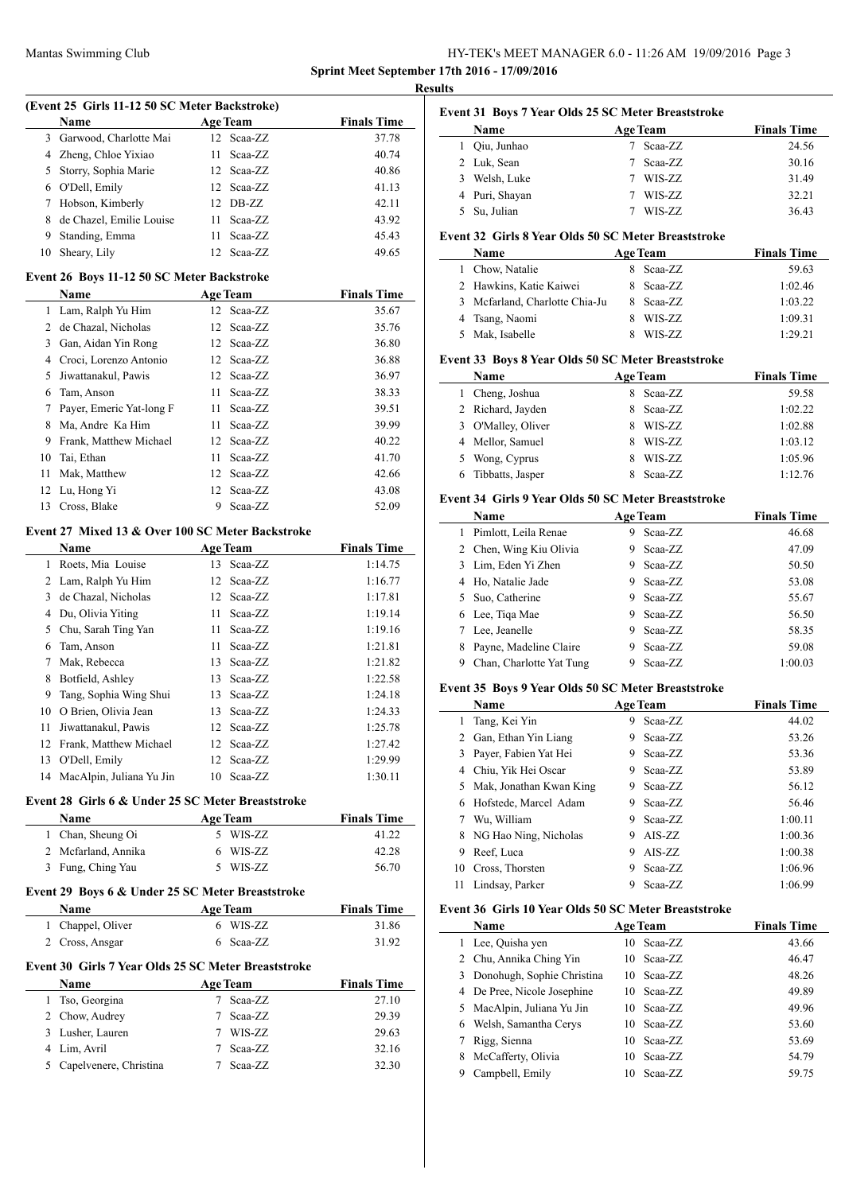**Sprint Meet September 17th 2016 - 17/09/2016**

**Results**

### (Event 25 Girls 11-12 50 SC Meter Backstroke)

| | Name | Age | Team | Finals Time |
|---|---|---|---|---|
| 3 | Garwood, Charlotte Mai | 12 | Scaa-ZZ | 37.78 |
| 4 | Zheng, Chloe Yixiao | 11 | Scaa-ZZ | 40.74 |
| 5 | Storry, Sophia Marie | 12 | Scaa-ZZ | 40.86 |
| 6 | O'Dell, Emily | 12 | Scaa-ZZ | 41.13 |
| 7 | Hobson, Kimberly | 12 | DB-ZZ | 42.11 |
| 8 | de Chazel, Emilie Louise | 11 | Scaa-ZZ | 43.92 |
| 9 | Standing, Emma | 11 | Scaa-ZZ | 45.43 |
| 10 | Sheary, Lily | 12 | Scaa-ZZ | 49.65 |

### Event 26 Boys 11-12 50 SC Meter Backstroke

| | Name | Age | Team | Finals Time |
|---|---|---|---|---|
| 1 | Lam, Ralph Yu Him | 12 | Scaa-ZZ | 35.67 |
| 2 | de Chazal, Nicholas | 12 | Scaa-ZZ | 35.76 |
| 3 | Gan, Aidan Yin Rong | 12 | Scaa-ZZ | 36.80 |
| 4 | Croci, Lorenzo Antonio | 12 | Scaa-ZZ | 36.88 |
| 5 | Jiwattanakul, Pawis | 12 | Scaa-ZZ | 36.97 |
| 6 | Tam, Anson | 11 | Scaa-ZZ | 38.33 |
| 7 | Payer, Emeric Yat-long F | 11 | Scaa-ZZ | 39.51 |
| 8 | Ma, Andre Ka Him | 11 | Scaa-ZZ | 39.99 |
| 9 | Frank, Matthew Michael | 12 | Scaa-ZZ | 40.22 |
| 10 | Tai, Ethan | 11 | Scaa-ZZ | 41.70 |
| 11 | Mak, Matthew | 12 | Scaa-ZZ | 42.66 |
| 12 | Lu, Hong Yi | 12 | Scaa-ZZ | 43.08 |
| 13 | Cross, Blake | 9 | Scaa-ZZ | 52.09 |

### Event 27 Mixed 13 & Over 100 SC Meter Backstroke

| | Name | Age | Team | Finals Time |
|---|---|---|---|---|
| 1 | Roets, Mia Louise | 13 | Scaa-ZZ | 1:14.75 |
| 2 | Lam, Ralph Yu Him | 12 | Scaa-ZZ | 1:16.77 |
| 3 | de Chazal, Nicholas | 12 | Scaa-ZZ | 1:17.81 |
| 4 | Du, Olivia Yiting | 11 | Scaa-ZZ | 1:19.14 |
| 5 | Chu, Sarah Ting Yan | 11 | Scaa-ZZ | 1:19.16 |
| 6 | Tam, Anson | 11 | Scaa-ZZ | 1:21.81 |
| 7 | Mak, Rebecca | 13 | Scaa-ZZ | 1:21.82 |
| 8 | Botfield, Ashley | 13 | Scaa-ZZ | 1:22.58 |
| 9 | Tang, Sophia Wing Shui | 13 | Scaa-ZZ | 1:24.18 |
| 10 | O Brien, Olivia Jean | 13 | Scaa-ZZ | 1:24.33 |
| 11 | Jiwattanakul, Pawis | 12 | Scaa-ZZ | 1:25.78 |
| 12 | Frank, Matthew Michael | 12 | Scaa-ZZ | 1:27.42 |
| 13 | O'Dell, Emily | 12 | Scaa-ZZ | 1:29.99 |
| 14 | MacAlpin, Juliana Yu Jin | 10 | Scaa-ZZ | 1:30.11 |

### Event 28 Girls 6 & Under 25 SC Meter Breaststroke

| | Name | Age | Team | Finals Time |
|---|---|---|---|---|
| 1 | Chan, Sheung Oi | 5 | WIS-ZZ | 41.22 |
| 2 | Mcfarland, Annika | 6 | WIS-ZZ | 42.28 |
| 3 | Fung, Ching Yau | 5 | WIS-ZZ | 56.70 |

### Event 29 Boys 6 & Under 25 SC Meter Breaststroke

| | Name | Age | Team | Finals Time |
|---|---|---|---|---|
| 1 | Chappel, Oliver | 6 | WIS-ZZ | 31.86 |
| 2 | Cross, Ansgar | 6 | Scaa-ZZ | 31.92 |

### Event 30 Girls 7 Year Olds 25 SC Meter Breaststroke

| | Name | Age | Team | Finals Time |
|---|---|---|---|---|
| 1 | Tso, Georgina | 7 | Scaa-ZZ | 27.10 |
| 2 | Chow, Audrey | 7 | Scaa-ZZ | 29.39 |
| 3 | Lusher, Lauren | 7 | WIS-ZZ | 29.63 |
| 4 | Lim, Avril | 7 | Scaa-ZZ | 32.16 |
| 5 | Capelvenere, Christina | 7 | Scaa-ZZ | 32.30 |

### Event 31 Boys 7 Year Olds 25 SC Meter Breaststroke

| | Name | Age | Team | Finals Time |
|---|---|---|---|---|
| 1 | Qiu, Junhao | 7 | Scaa-ZZ | 24.56 |
| 2 | Luk, Sean | 7 | Scaa-ZZ | 30.16 |
| 3 | Welsh, Luke | 7 | WIS-ZZ | 31.49 |
| 4 | Puri, Shayan | 7 | WIS-ZZ | 32.21 |
| 5 | Su, Julian | 7 | WIS-ZZ | 36.43 |

### Event 32 Girls 8 Year Olds 50 SC Meter Breaststroke

| | Name | Age | Team | Finals Time |
|---|---|---|---|---|
| 1 | Chow, Natalie | 8 | Scaa-ZZ | 59.63 |
| 2 | Hawkins, Katie Kaiwei | 8 | Scaa-ZZ | 1:02.46 |
| 3 | Mcfarland, Charlotte Chia-Ju | 8 | Scaa-ZZ | 1:03.22 |
| 4 | Tsang, Naomi | 8 | WIS-ZZ | 1:09.31 |
| 5 | Mak, Isabelle | 8 | WIS-ZZ | 1:29.21 |

### Event 33 Boys 8 Year Olds 50 SC Meter Breaststroke

| | Name | Age | Team | Finals Time |
|---|---|---|---|---|
| 1 | Cheng, Joshua | 8 | Scaa-ZZ | 59.58 |
| 2 | Richard, Jayden | 8 | Scaa-ZZ | 1:02.22 |
| 3 | O'Malley, Oliver | 8 | WIS-ZZ | 1:02.88 |
| 4 | Mellor, Samuel | 8 | WIS-ZZ | 1:03.12 |
| 5 | Wong, Cyprus | 8 | WIS-ZZ | 1:05.96 |
| 6 | Tibbatts, Jasper | 8 | Scaa-ZZ | 1:12.76 |

### Event 34 Girls 9 Year Olds 50 SC Meter Breaststroke

| | Name | Age | Team | Finals Time |
|---|---|---|---|---|
| 1 | Pimlott, Leila Renae | 9 | Scaa-ZZ | 46.68 |
| 2 | Chen, Wing Kiu Olivia | 9 | Scaa-ZZ | 47.09 |
| 3 | Lim, Eden Yi Zhen | 9 | Scaa-ZZ | 50.50 |
| 4 | Ho, Natalie Jade | 9 | Scaa-ZZ | 53.08 |
| 5 | Suo, Catherine | 9 | Scaa-ZZ | 55.67 |
| 6 | Lee, Tiqa Mae | 9 | Scaa-ZZ | 56.50 |
| 7 | Lee, Jeanelle | 9 | Scaa-ZZ | 58.35 |
| 8 | Payne, Madeline Claire | 9 | Scaa-ZZ | 59.08 |
| 9 | Chan, Charlotte Yat Tung | 9 | Scaa-ZZ | 1:00.03 |

### Event 35 Boys 9 Year Olds 50 SC Meter Breaststroke

| | Name | Age | Team | Finals Time |
|---|---|---|---|---|
| 1 | Tang, Kei Yin | 9 | Scaa-ZZ | 44.02 |
| 2 | Gan, Ethan Yin Liang | 9 | Scaa-ZZ | 53.26 |
| 3 | Payer, Fabien Yat Hei | 9 | Scaa-ZZ | 53.36 |
| 4 | Chiu, Yik Hei Oscar | 9 | Scaa-ZZ | 53.89 |
| 5 | Mak, Jonathan Kwan King | 9 | Scaa-ZZ | 56.12 |
| 6 | Hofstede, Marcel Adam | 9 | Scaa-ZZ | 56.46 |
| 7 | Wu, William | 9 | Scaa-ZZ | 1:00.11 |
| 8 | NG Hao Ning, Nicholas | 9 | AIS-ZZ | 1:00.36 |
| 9 | Reef, Luca | 9 | AIS-ZZ | 1:00.38 |
| 10 | Cross, Thorsten | 9 | Scaa-ZZ | 1:06.96 |
| 11 | Lindsay, Parker | 9 | Scaa-ZZ | 1:06.99 |

### Event 36 Girls 10 Year Olds 50 SC Meter Breaststroke

| | Name | Age | Team | Finals Time |
|---|---|---|---|---|
| 1 | Lee, Quisha yen | 10 | Scaa-ZZ | 43.66 |
| 2 | Chu, Annika Ching Yin | 10 | Scaa-ZZ | 46.47 |
| 3 | Donohugh, Sophie Christina | 10 | Scaa-ZZ | 48.26 |
| 4 | De Pree, Nicole Josephine | 10 | Scaa-ZZ | 49.89 |
| 5 | MacAlpin, Juliana Yu Jin | 10 | Scaa-ZZ | 49.96 |
| 6 | Welsh, Samantha Cerys | 10 | Scaa-ZZ | 53.60 |
| 7 | Rigg, Sienna | 10 | Scaa-ZZ | 53.69 |
| 8 | McCafferty, Olivia | 10 | Scaa-ZZ | 54.79 |
| 9 | Campbell, Emily | 10 | Scaa-ZZ | 59.75 |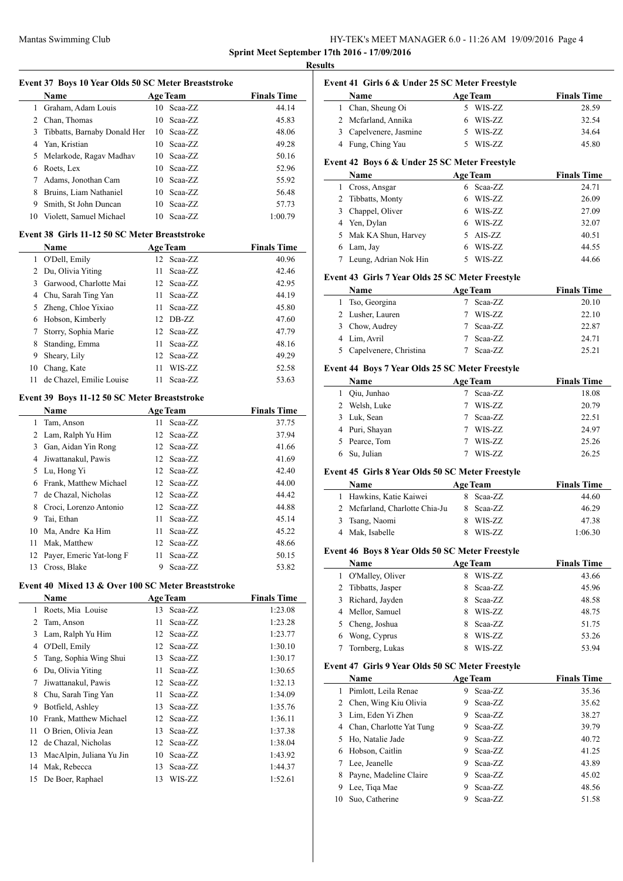**Sprint Meet September 17th 2016 - 17/09/2016**

**Results**

### Event 37 Boys 10 Year Olds 50 SC Meter Breaststroke

| | Name | Age | Team | Finals Time |
|---|---|---|---|---|
| 1 | Graham, Adam Louis | 10 | Scaa-ZZ | 44.14 |
| 2 | Chan, Thomas | 10 | Scaa-ZZ | 45.83 |
| 3 | Tibbatts, Barnaby Donald Her | 10 | Scaa-ZZ | 48.06 |
| 4 | Yan, Kristian | 10 | Scaa-ZZ | 49.28 |
| 5 | Melarkode, Ragav Madhav | 10 | Scaa-ZZ | 50.16 |
| 6 | Roets, Lex | 10 | Scaa-ZZ | 52.96 |
| 7 | Adams, Jonothan Cam | 10 | Scaa-ZZ | 55.92 |
| 8 | Bruins, Liam Nathaniel | 10 | Scaa-ZZ | 56.48 |
| 9 | Smith, St John Duncan | 10 | Scaa-ZZ | 57.73 |
| 10 | Violett, Samuel Michael | 10 | Scaa-ZZ | 1:00.79 |

### Event 38 Girls 11-12 50 SC Meter Breaststroke

| | Name | Age | Team | Finals Time |
|---|---|---|---|---|
| 1 | O'Dell, Emily | 12 | Scaa-ZZ | 40.96 |
| 2 | Du, Olivia Yiting | 11 | Scaa-ZZ | 42.46 |
| 3 | Garwood, Charlotte Mai | 12 | Scaa-ZZ | 42.95 |
| 4 | Chu, Sarah Ting Yan | 11 | Scaa-ZZ | 44.19 |
| 5 | Zheng, Chloe Yixiao | 11 | Scaa-ZZ | 45.80 |
| 6 | Hobson, Kimberly | 12 | DB-ZZ | 47.60 |
| 7 | Storry, Sophia Marie | 12 | Scaa-ZZ | 47.79 |
| 8 | Standing, Emma | 11 | Scaa-ZZ | 48.16 |
| 9 | Sheary, Lily | 12 | Scaa-ZZ | 49.29 |
| 10 | Chang, Kate | 11 | WIS-ZZ | 52.58 |
| 11 | de Chazal, Emilie Louise | 11 | Scaa-ZZ | 53.63 |

### Event 39 Boys 11-12 50 SC Meter Breaststroke

| | Name | Age | Team | Finals Time |
|---|---|---|---|---|
| 1 | Tam, Anson | 11 | Scaa-ZZ | 37.75 |
| 2 | Lam, Ralph Yu Him | 12 | Scaa-ZZ | 37.94 |
| 3 | Gan, Aidan Yin Rong | 12 | Scaa-ZZ | 41.66 |
| 4 | Jiwattanakul, Pawis | 12 | Scaa-ZZ | 41.69 |
| 5 | Lu, Hong Yi | 12 | Scaa-ZZ | 42.40 |
| 6 | Frank, Matthew Michael | 12 | Scaa-ZZ | 44.00 |
| 7 | de Chazal, Nicholas | 12 | Scaa-ZZ | 44.42 |
| 8 | Croci, Lorenzo Antonio | 12 | Scaa-ZZ | 44.88 |
| 9 | Tai, Ethan | 11 | Scaa-ZZ | 45.14 |
| 10 | Ma, Andre Ka Him | 11 | Scaa-ZZ | 45.22 |
| 11 | Mak, Matthew | 12 | Scaa-ZZ | 48.66 |
| 12 | Payer, Emeric Yat-long F | 11 | Scaa-ZZ | 50.15 |
| 13 | Cross, Blake | 9 | Scaa-ZZ | 53.82 |

### Event 40 Mixed 13 & Over 100 SC Meter Breaststroke

| | Name | Age | Team | Finals Time |
|---|---|---|---|---|
| 1 | Roets, Mia Louise | 13 | Scaa-ZZ | 1:23.08 |
| 2 | Tam, Anson | 11 | Scaa-ZZ | 1:23.28 |
| 3 | Lam, Ralph Yu Him | 12 | Scaa-ZZ | 1:23.77 |
| 4 | O'Dell, Emily | 12 | Scaa-ZZ | 1:30.10 |
| 5 | Tang, Sophia Wing Shui | 13 | Scaa-ZZ | 1:30.17 |
| 6 | Du, Olivia Yiting | 11 | Scaa-ZZ | 1:30.65 |
| 7 | Jiwattanakul, Pawis | 12 | Scaa-ZZ | 1:32.13 |
| 8 | Chu, Sarah Ting Yan | 11 | Scaa-ZZ | 1:34.09 |
| 9 | Botfield, Ashley | 13 | Scaa-ZZ | 1:35.76 |
| 10 | Frank, Matthew Michael | 12 | Scaa-ZZ | 1:36.11 |
| 11 | O Brien, Olivia Jean | 13 | Scaa-ZZ | 1:37.38 |
| 12 | de Chazal, Nicholas | 12 | Scaa-ZZ | 1:38.04 |
| 13 | MacAlpin, Juliana Yu Jin | 10 | Scaa-ZZ | 1:43.92 |
| 14 | Mak, Rebecca | 13 | Scaa-ZZ | 1:44.37 |
| 15 | De Boer, Raphael | 13 | WIS-ZZ | 1:52.61 |

### Event 41 Girls 6 & Under 25 SC Meter Freestyle

| | Name | Age | Team | Finals Time |
|---|---|---|---|---|
| 1 | Chan, Sheung Oi | 5 | WIS-ZZ | 28.59 |
| 2 | Mcfarland, Annika | 6 | WIS-ZZ | 32.54 |
| 3 | Capelvenere, Jasmine | 5 | WIS-ZZ | 34.64 |
| 4 | Fung, Ching Yau | 5 | WIS-ZZ | 45.80 |

### Event 42 Boys 6 & Under 25 SC Meter Freestyle

| | Name | Age | Team | Finals Time |
|---|---|---|---|---|
| 1 | Cross, Ansgar | 6 | Scaa-ZZ | 24.71 |
| 2 | Tibbatts, Monty | 6 | WIS-ZZ | 26.09 |
| 3 | Chappel, Oliver | 6 | WIS-ZZ | 27.09 |
| 4 | Yen, Dylan | 6 | WIS-ZZ | 32.07 |
| 5 | Mak KA Shun, Harvey | 5 | AIS-ZZ | 40.51 |
| 6 | Lam, Jay | 6 | WIS-ZZ | 44.55 |
| 7 | Leung, Adrian Nok Hin | 5 | WIS-ZZ | 44.66 |

### Event 43 Girls 7 Year Olds 25 SC Meter Freestyle

| | Name | Age | Team | Finals Time |
|---|---|---|---|---|
| 1 | Tso, Georgina | 7 | Scaa-ZZ | 20.10 |
| 2 | Lusher, Lauren | 7 | WIS-ZZ | 22.10 |
| 3 | Chow, Audrey | 7 | Scaa-ZZ | 22.87 |
| 4 | Lim, Avril | 7 | Scaa-ZZ | 24.71 |
| 5 | Capelvenere, Christina | 7 | Scaa-ZZ | 25.21 |

### Event 44 Boys 7 Year Olds 25 SC Meter Freestyle

| | Name | Age | Team | Finals Time |
|---|---|---|---|---|
| 1 | Qiu, Junhao | 7 | Scaa-ZZ | 18.08 |
| 2 | Welsh, Luke | 7 | WIS-ZZ | 20.79 |
| 3 | Luk, Sean | 7 | Scaa-ZZ | 22.51 |
| 4 | Puri, Shayan | 7 | WIS-ZZ | 24.97 |
| 5 | Pearce, Tom | 7 | WIS-ZZ | 25.26 |
| 6 | Su, Julian | 7 | WIS-ZZ | 26.25 |

### Event 45 Girls 8 Year Olds 50 SC Meter Freestyle

| | Name | Age | Team | Finals Time |
|---|---|---|---|---|
| 1 | Hawkins, Katie Kaiwei | 8 | Scaa-ZZ | 44.60 |
| 2 | Mcfarland, Charlotte Chia-Ju | 8 | Scaa-ZZ | 46.29 |
| 3 | Tsang, Naomi | 8 | WIS-ZZ | 47.38 |
| 4 | Mak, Isabelle | 8 | WIS-ZZ | 1:06.30 |

### Event 46 Boys 8 Year Olds 50 SC Meter Freestyle

| | Name | Age | Team | Finals Time |
|---|---|---|---|---|
| 1 | O'Malley, Oliver | 8 | WIS-ZZ | 43.66 |
| 2 | Tibbatts, Jasper | 8 | Scaa-ZZ | 45.96 |
| 3 | Richard, Jayden | 8 | Scaa-ZZ | 48.58 |
| 4 | Mellor, Samuel | 8 | WIS-ZZ | 48.75 |
| 5 | Cheng, Joshua | 8 | Scaa-ZZ | 51.75 |
| 6 | Wong, Cyprus | 8 | WIS-ZZ | 53.26 |
| 7 | Tornberg, Lukas | 8 | WIS-ZZ | 53.94 |

### Event 47 Girls 9 Year Olds 50 SC Meter Freestyle

| | Name | Age | Team | Finals Time |
|---|---|---|---|---|
| 1 | Pimlott, Leila Renae | 9 | Scaa-ZZ | 35.36 |
| 2 | Chen, Wing Kiu Olivia | 9 | Scaa-ZZ | 35.62 |
| 3 | Lim, Eden Yi Zhen | 9 | Scaa-ZZ | 38.27 |
| 4 | Chan, Charlotte Yat Tung | 9 | Scaa-ZZ | 39.79 |
| 5 | Ho, Natalie Jade | 9 | Scaa-ZZ | 40.72 |
| 6 | Hobson, Caitlin | 9 | Scaa-ZZ | 41.25 |
| 7 | Lee, Jeanelle | 9 | Scaa-ZZ | 43.89 |
| 8 | Payne, Madeline Claire | 9 | Scaa-ZZ | 45.02 |
| 9 | Lee, Tiqa Mae | 9 | Scaa-ZZ | 48.56 |
| 10 | Suo, Catherine | 9 | Scaa-ZZ | 51.58 |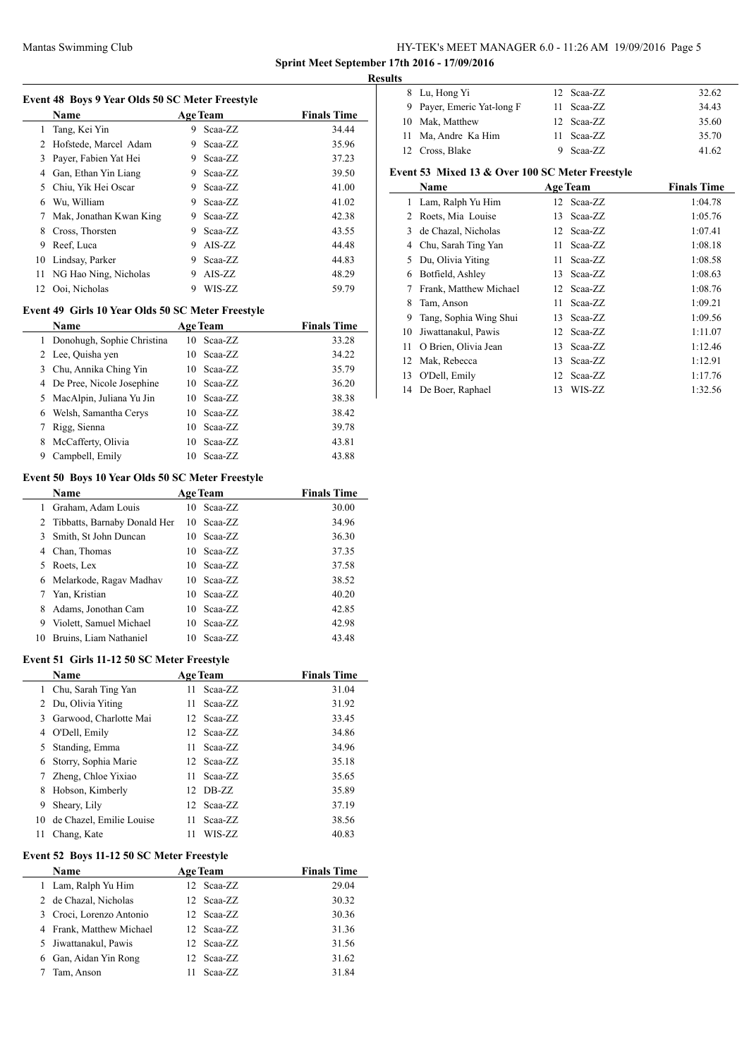## Sprint Meet September 17th 2016 - 17/09/2016

### Results

#### Event 48 Boys 9 Year Olds 50 SC Meter Freestyle

| | Name | Age | Team | Finals Time |
|---|---|---|---|---|
| 1 | Tang, Kei Yin | 9 | Scaa-ZZ | 34.44 |
| 2 | Hofstede, Marcel Adam | 9 | Scaa-ZZ | 35.96 |
| 3 | Payer, Fabien Yat Hei | 9 | Scaa-ZZ | 37.23 |
| 4 | Gan, Ethan Yin Liang | 9 | Scaa-ZZ | 39.50 |
| 5 | Chiu, Yik Hei Oscar | 9 | Scaa-ZZ | 41.00 |
| 6 | Wu, William | 9 | Scaa-ZZ | 41.02 |
| 7 | Mak, Jonathan Kwan King | 9 | Scaa-ZZ | 42.38 |
| 8 | Cross, Thorsten | 9 | Scaa-ZZ | 43.55 |
| 9 | Reef, Luca | 9 | AIS-ZZ | 44.48 |
| 10 | Lindsay, Parker | 9 | Scaa-ZZ | 44.83 |
| 11 | NG Hao Ning, Nicholas | 9 | AIS-ZZ | 48.29 |
| 12 | Ooi, Nicholas | 9 | WIS-ZZ | 59.79 |

#### Event 49 Girls 10 Year Olds 50 SC Meter Freestyle

| | Name | Age | Team | Finals Time |
|---|---|---|---|---|
| 1 | Donohugh, Sophie Christina | 10 | Scaa-ZZ | 33.28 |
| 2 | Lee, Quisha yen | 10 | Scaa-ZZ | 34.22 |
| 3 | Chu, Annika Ching Yin | 10 | Scaa-ZZ | 35.79 |
| 4 | De Pree, Nicole Josephine | 10 | Scaa-ZZ | 36.20 |
| 5 | MacAlpin, Juliana Yu Jin | 10 | Scaa-ZZ | 38.38 |
| 6 | Welsh, Samantha Cerys | 10 | Scaa-ZZ | 38.42 |
| 7 | Rigg, Sienna | 10 | Scaa-ZZ | 39.78 |
| 8 | McCafferty, Olivia | 10 | Scaa-ZZ | 43.81 |
| 9 | Campbell, Emily | 10 | Scaa-ZZ | 43.88 |

#### Event 50 Boys 10 Year Olds 50 SC Meter Freestyle

| | Name | Age | Team | Finals Time |
|---|---|---|---|---|
| 1 | Graham, Adam Louis | 10 | Scaa-ZZ | 30.00 |
| 2 | Tibbatts, Barnaby Donald Her | 10 | Scaa-ZZ | 34.96 |
| 3 | Smith, St John Duncan | 10 | Scaa-ZZ | 36.30 |
| 4 | Chan, Thomas | 10 | Scaa-ZZ | 37.35 |
| 5 | Roets, Lex | 10 | Scaa-ZZ | 37.58 |
| 6 | Melarkode, Ragav Madhav | 10 | Scaa-ZZ | 38.52 |
| 7 | Yan, Kristian | 10 | Scaa-ZZ | 40.20 |
| 8 | Adams, Jonothan Cam | 10 | Scaa-ZZ | 42.85 |
| 9 | Violett, Samuel Michael | 10 | Scaa-ZZ | 42.98 |
| 10 | Bruins, Liam Nathaniel | 10 | Scaa-ZZ | 43.48 |

#### Event 51 Girls 11-12 50 SC Meter Freestyle

| | Name | Age | Team | Finals Time |
|---|---|---|---|---|
| 1 | Chu, Sarah Ting Yan | 11 | Scaa-ZZ | 31.04 |
| 2 | Du, Olivia Yiting | 11 | Scaa-ZZ | 31.92 |
| 3 | Garwood, Charlotte Mai | 12 | Scaa-ZZ | 33.45 |
| 4 | O'Dell, Emily | 12 | Scaa-ZZ | 34.86 |
| 5 | Standing, Emma | 11 | Scaa-ZZ | 34.96 |
| 6 | Storry, Sophia Marie | 12 | Scaa-ZZ | 35.18 |
| 7 | Zheng, Chloe Yixiao | 11 | Scaa-ZZ | 35.65 |
| 8 | Hobson, Kimberly | 12 | DB-ZZ | 35.89 |
| 9 | Sheary, Lily | 12 | Scaa-ZZ | 37.19 |
| 10 | de Chazal, Emilie Louise | 11 | Scaa-ZZ | 38.56 |
| 11 | Chang, Kate | 11 | WIS-ZZ | 40.83 |

#### Event 52 Boys 11-12 50 SC Meter Freestyle

| | Name | Age | Team | Finals Time |
|---|---|---|---|---|
| 1 | Lam, Ralph Yu Him | 12 | Scaa-ZZ | 29.04 |
| 2 | de Chazal, Nicholas | 12 | Scaa-ZZ | 30.32 |
| 3 | Croci, Lorenzo Antonio | 12 | Scaa-ZZ | 30.36 |
| 4 | Frank, Matthew Michael | 12 | Scaa-ZZ | 31.36 |
| 5 | Jiwattanakul, Pawis | 12 | Scaa-ZZ | 31.56 |
| 6 | Gan, Aidan Yin Rong | 12 | Scaa-ZZ | 31.62 |
| 7 | Tam, Anson | 11 | Scaa-ZZ | 31.84 |
| 8 | Lu, Hong Yi | 12 | Scaa-ZZ | 32.62 |
| 9 | Payer, Emeric Yat-long F | 11 | Scaa-ZZ | 34.43 |
| 10 | Mak, Matthew | 12 | Scaa-ZZ | 35.60 |
| 11 | Ma, Andre Ka Him | 11 | Scaa-ZZ | 35.70 |
| 12 | Cross, Blake | 9 | Scaa-ZZ | 41.62 |

#### Event 53 Mixed 13 & Over 100 SC Meter Freestyle

| | Name | Age | Team | Finals Time |
|---|---|---|---|---|
| 1 | Lam, Ralph Yu Him | 12 | Scaa-ZZ | 1:04.78 |
| 2 | Roets, Mia Louise | 13 | Scaa-ZZ | 1:05.76 |
| 3 | de Chazal, Nicholas | 12 | Scaa-ZZ | 1:07.41 |
| 4 | Chu, Sarah Ting Yan | 11 | Scaa-ZZ | 1:08.18 |
| 5 | Du, Olivia Yiting | 11 | Scaa-ZZ | 1:08.58 |
| 6 | Botfield, Ashley | 13 | Scaa-ZZ | 1:08.63 |
| 7 | Frank, Matthew Michael | 12 | Scaa-ZZ | 1:08.76 |
| 8 | Tam, Anson | 11 | Scaa-ZZ | 1:09.21 |
| 9 | Tang, Sophia Wing Shui | 13 | Scaa-ZZ | 1:09.56 |
| 10 | Jiwattanakul, Pawis | 12 | Scaa-ZZ | 1:11.07 |
| 11 | O Brien, Olivia Jean | 13 | Scaa-ZZ | 1:12.46 |
| 12 | Mak, Rebecca | 13 | Scaa-ZZ | 1:12.91 |
| 13 | O'Dell, Emily | 12 | Scaa-ZZ | 1:17.76 |
| 14 | De Boer, Raphael | 13 | WIS-ZZ | 1:32.56 |